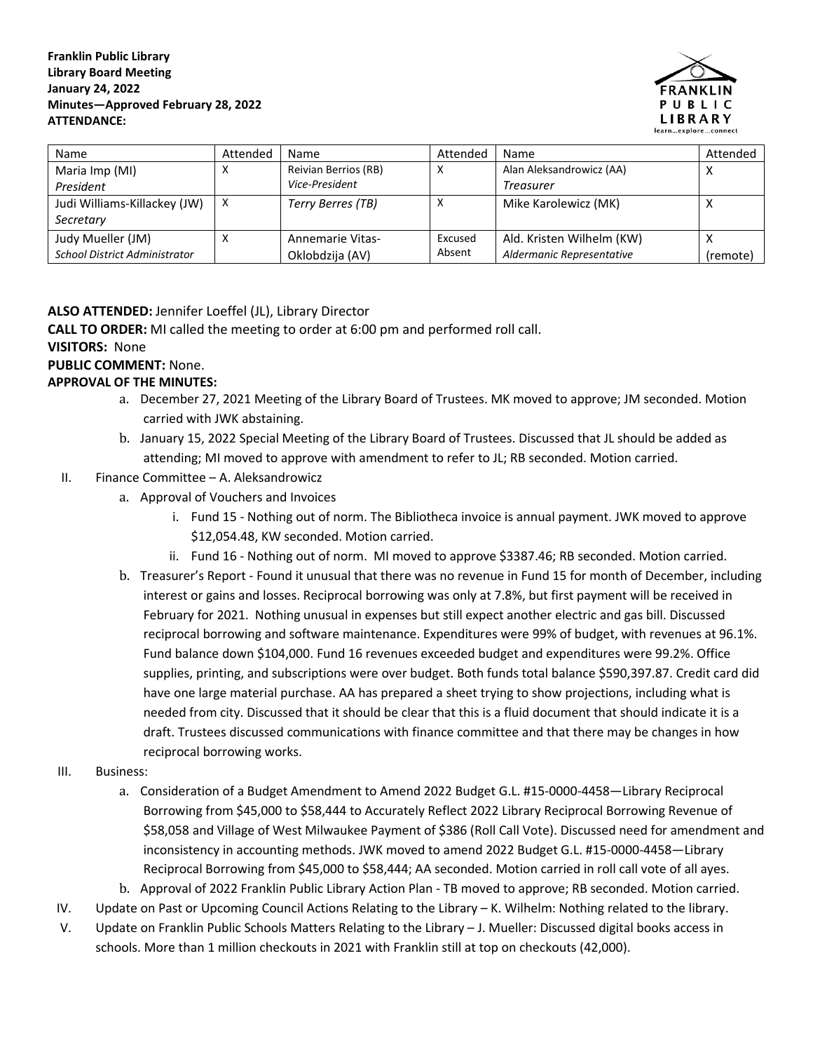**Franklin Public Library**
**Library Board Meeting**
**January 24, 2022**
**Minutes—Approved February 28, 2022**
**ATTENDANCE:**

FRANKLIN PUBLIC LIBRARY
learn...explore...connect

| Name | Attended | Name | Attended | Name | Attended |
|---|---|---|---|---|---|
| Maria Imp (MI) *President* | X | Reivian Berrios (RB) *Vice-President* | X | Alan Aleksandrowicz (AA) *Treasurer* | X |
| Judi Williams-Killackey (JW) *Secretary* | X | *Terry Berres (TB)* | X | Mike Karolewicz (MK) | X |
| Judy Mueller (JM) *School District Administrator* | X | Annemarie Vitas-Oklobdzija (AV) | Excused Absent | Ald. Kristen Wilhelm (KW) *Aldermanic Representative* | X (remote) |

**ALSO ATTENDED:** Jennifer Loeffel (JL), Library Director

**CALL TO ORDER:** MI called the meeting to order at 6:00 pm and performed roll call.

**VISITORS:** None

**PUBLIC COMMENT:** None.

**APPROVAL OF THE MINUTES:**

a. December 27, 2021 Meeting of the Library Board of Trustees. MK moved to approve; JM seconded. Motion carried with JWK abstaining.

b. January 15, 2022 Special Meeting of the Library Board of Trustees. Discussed that JL should be added as attending; MI moved to approve with amendment to refer to JL; RB seconded. Motion carried.

II. Finance Committee – A. Aleksandrowicz

a. Approval of Vouchers and Invoices

i. Fund 15 - Nothing out of norm. The Bibliotheca invoice is annual payment. JWK moved to approve $12,054.48, KW seconded. Motion carried.

ii. Fund 16 - Nothing out of norm. MI moved to approve $3387.46; RB seconded. Motion carried.

b. Treasurer's Report - Found it unusual that there was no revenue in Fund 15 for month of December, including interest or gains and losses. Reciprocal borrowing was only at 7.8%, but first payment will be received in February for 2021. Nothing unusual in expenses but still expect another electric and gas bill. Discussed reciprocal borrowing and software maintenance. Expenditures were 99% of budget, with revenues at 96.1%. Fund balance down $104,000. Fund 16 revenues exceeded budget and expenditures were 99.2%. Office supplies, printing, and subscriptions were over budget. Both funds total balance $590,397.87. Credit card did have one large material purchase. AA has prepared a sheet trying to show projections, including what is needed from city. Discussed that it should be clear that this is a fluid document that should indicate it is a draft. Trustees discussed communications with finance committee and that there may be changes in how reciprocal borrowing works.

III. Business:

a. Consideration of a Budget Amendment to Amend 2022 Budget G.L. #15-0000-4458—Library Reciprocal Borrowing from $45,000 to $58,444 to Accurately Reflect 2022 Library Reciprocal Borrowing Revenue of $58,058 and Village of West Milwaukee Payment of $386 (Roll Call Vote). Discussed need for amendment and inconsistency in accounting methods. JWK moved to amend 2022 Budget G.L. #15-0000-4458—Library Reciprocal Borrowing from $45,000 to $58,444; AA seconded. Motion carried in roll call vote of all ayes.

b. Approval of 2022 Franklin Public Library Action Plan - TB moved to approve; RB seconded. Motion carried.

IV. Update on Past or Upcoming Council Actions Relating to the Library – K. Wilhelm: Nothing related to the library.

V. Update on Franklin Public Schools Matters Relating to the Library – J. Mueller: Discussed digital books access in schools. More than 1 million checkouts in 2021 with Franklin still at top on checkouts (42,000).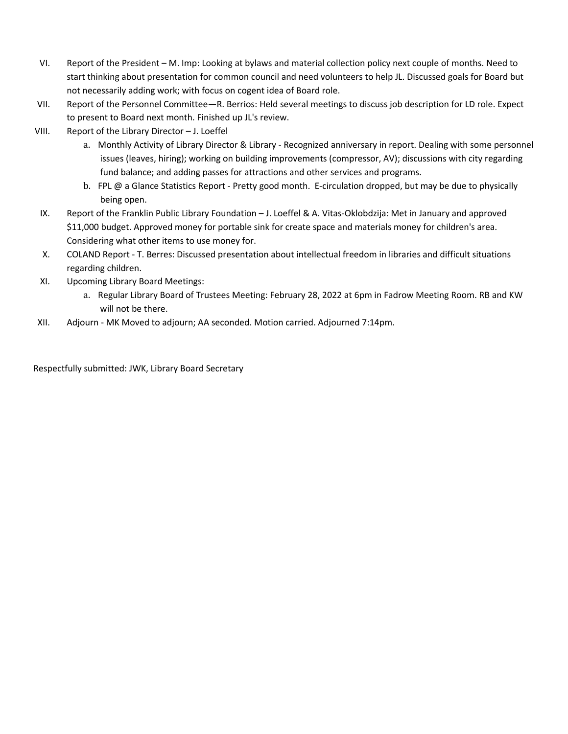VI. Report of the President – M. Imp: Looking at bylaws and material collection policy next couple of months. Need to start thinking about presentation for common council and need volunteers to help JL. Discussed goals for Board but not necessarily adding work; with focus on cogent idea of Board role.

VII. Report of the Personnel Committee—R. Berrios: Held several meetings to discuss job description for LD role. Expect to present to Board next month. Finished up JL's review.

VIII. Report of the Library Director – J. Loeffel

   a. Monthly Activity of Library Director & Library - Recognized anniversary in report. Dealing with some personnel issues (leaves, hiring); working on building improvements (compressor, AV); discussions with city regarding fund balance; and adding passes for attractions and other services and programs.

   b. FPL @ a Glance Statistics Report - Pretty good month. E-circulation dropped, but may be due to physically being open.

IX. Report of the Franklin Public Library Foundation – J. Loeffel & A. Vitas-Oklobdzija: Met in January and approved $11,000 budget. Approved money for portable sink for create space and materials money for children's area. Considering what other items to use money for.

X. COLAND Report - T. Berres: Discussed presentation about intellectual freedom in libraries and difficult situations regarding children.

XI. Upcoming Library Board Meetings:

   a. Regular Library Board of Trustees Meeting: February 28, 2022 at 6pm in Fadrow Meeting Room. RB and KW will not be there.

XII. Adjourn - MK Moved to adjourn; AA seconded. Motion carried. Adjourned 7:14pm.

Respectfully submitted: JWK, Library Board Secretary